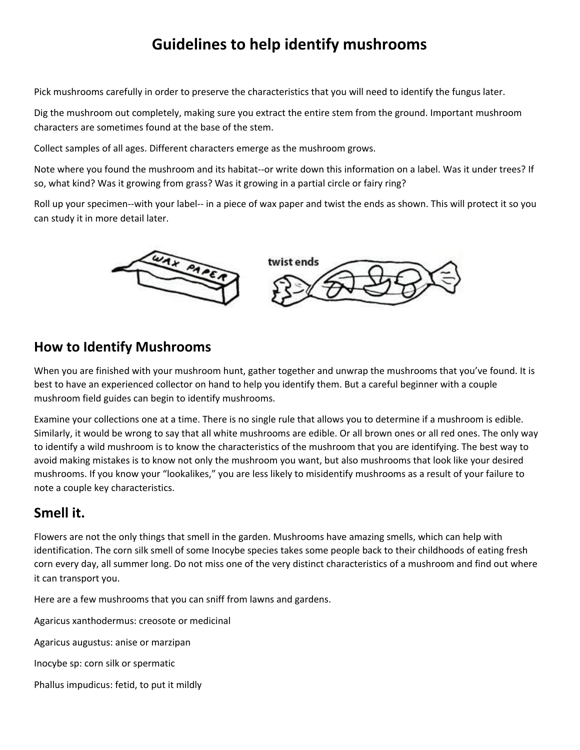# Guidelines to help identify mushrooms

Pick mushrooms carefully in order to preserve the characteristics that you will need to identify the fungus later.

Dig the mushroom out completely, making sure you extract the entire stem from the ground. Important mushroom characters are sometimes found at the base of the stem.

Collect samples of all ages. Different characters emerge as the mushroom grows.

Note where you found the mushroom and its habitat--or write down this information on a label. Was it under trees? If so, what kind? Was it growing from grass? Was it growing in a partial circle or fairy ring?

Roll up your specimen--with your label-- in a piece of wax paper and twist the ends as shown. This will protect it so you can study it in more detail later.

## How to Identify Mushrooms

When you are finished with your mushroom hunt, gather together and unwrap the mushrooms that you've found. It is best to have an experienced collector on hand to help you identify them. But a careful beginner with a couple mushroom field guides can begin to identify mushrooms.

Examine your collections one at a time. There is no single rule that allows you to determine if a mushroom is edible. Similarly, it would be wrong to say that all white mushrooms are edible. Or all brown ones or all red ones. The only way to identify a wild mushroom is to know the characteristics of the mushroom that you are identifying. The best way to avoid making mistakes is to know not only the mushroom you want, but also mushrooms that look like your desired mushrooms. If you know your "lookalikes," you are less likely to misidentify mushrooms as a result of your failure to note a couple key characteristics.

## Smell it.

Flowers are not the only things that smell in the garden. Mushrooms have amazing smells, which can help with identification. The corn silk smell of some Inocybe species takes some people back to their childhoods of eating fresh corn every day, all summer long. Do not miss one of the very distinct characteristics of a mushroom and find out where it can transport you.

Here are a few mushrooms that you can sniff from lawns and gardens.

Agaricus xanthodermus: creosote or medicinal

Agaricus augustus: anise or marzipan

Inocybe sp: corn silk or spermatic

Phallus impudicus: fetid, to put it mildly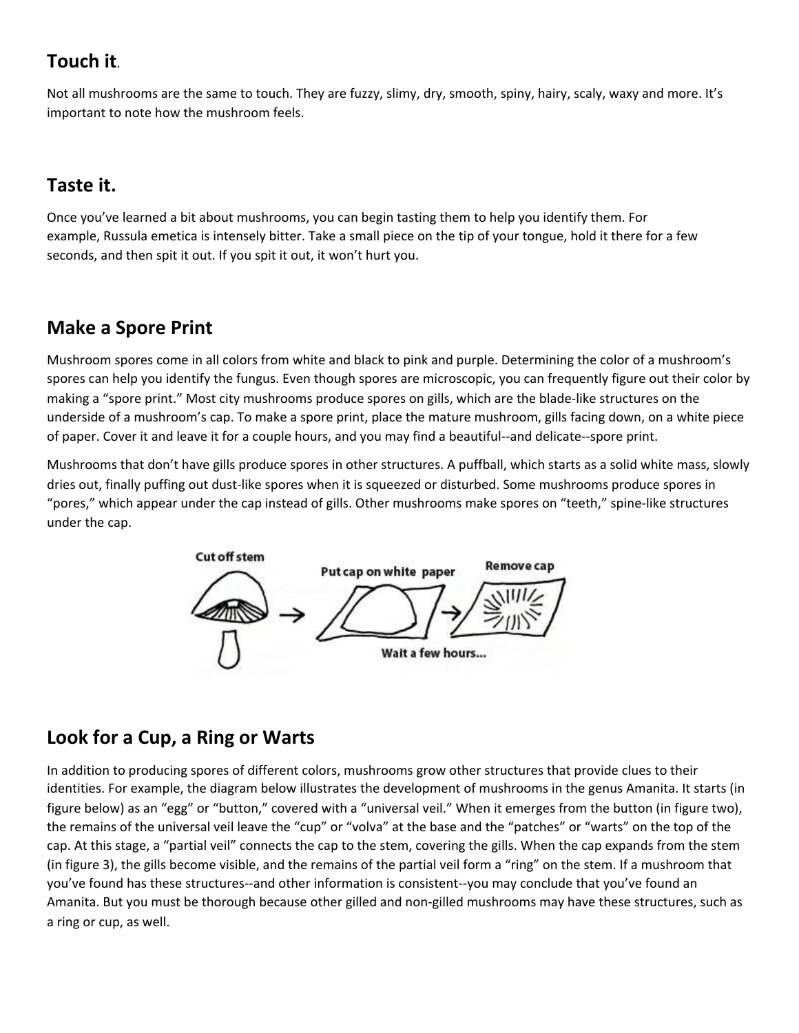## Touch it.

Not all mushrooms are the same to touch. They are fuzzy, slimy, dry, smooth, spiny, hairy, scaly, waxy and more. It's important to note how the mushroom feels.

## Taste it.

Once you've learned a bit about mushrooms, you can begin tasting them to help you identify them. For example, Russula emetica is intensely bitter. Take a small piece on the tip of your tongue, hold it there for a few seconds, and then spit it out. If you spit it out, it won't hurt you.

## Make a Spore Print

Mushroom spores come in all colors from white and black to pink and purple. Determining the color of a mushroom's spores can help you identify the fungus. Even though spores are microscopic, you can frequently figure out their color by making a "spore print." Most city mushrooms produce spores on gills, which are the blade-like structures on the underside of a mushroom's cap. To make a spore print, place the mature mushroom, gills facing down, on a white piece of paper. Cover it and leave it for a couple hours, and you may find a beautiful--and delicate--spore print.

Mushrooms that don't have gills produce spores in other structures. A puffball, which starts as a solid white mass, slowly dries out, finally puffing out dust-like spores when it is squeezed or disturbed. Some mushrooms produce spores in "pores," which appear under the cap instead of gills. Other mushrooms make spores on "teeth," spine-like structures under the cap.

## Look for a Cup, a Ring or Warts

In addition to producing spores of different colors, mushrooms grow other structures that provide clues to their identities. For example, the diagram below illustrates the development of mushrooms in the genus Amanita. It starts (in figure below) as an "egg" or "button," covered with a "universal veil." When it emerges from the button (in figure two), the remains of the universal veil leave the "cup" or "volva" at the base and the "patches" or "warts" on the top of the cap. At this stage, a "partial veil" connects the cap to the stem, covering the gills. When the cap expands from the stem (in figure 3), the gills become visible, and the remains of the partial veil form a "ring" on the stem. If a mushroom that you've found has these structures--and other information is consistent--you may conclude that you've found an Amanita. But you must be thorough because other gilled and non-gilled mushrooms may have these structures, such as a ring or cup, as well.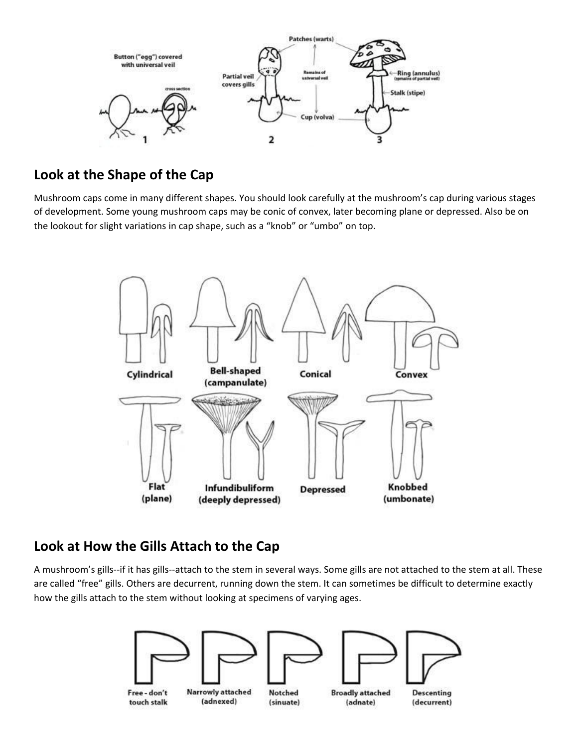## Look at the Shape of the Cap

Mushroom caps come in many different shapes. You should look carefully at the mushroom's cap during various stages of development. Some young mushroom caps may be conic of convex, later becoming plane or depressed. Also be on the lookout for slight variations in cap shape, such as a "knob" or "umbo" on top.

## Look at How the Gills Attach to the Cap

A mushroom's gills--if it has gills--attach to the stem in several ways. Some gills are not attached to the stem at all. These are called "free" gills. Others are decurrent, running down the stem. It can sometimes be difficult to determine exactly how the gills attach to the stem without looking at specimens of varying ages.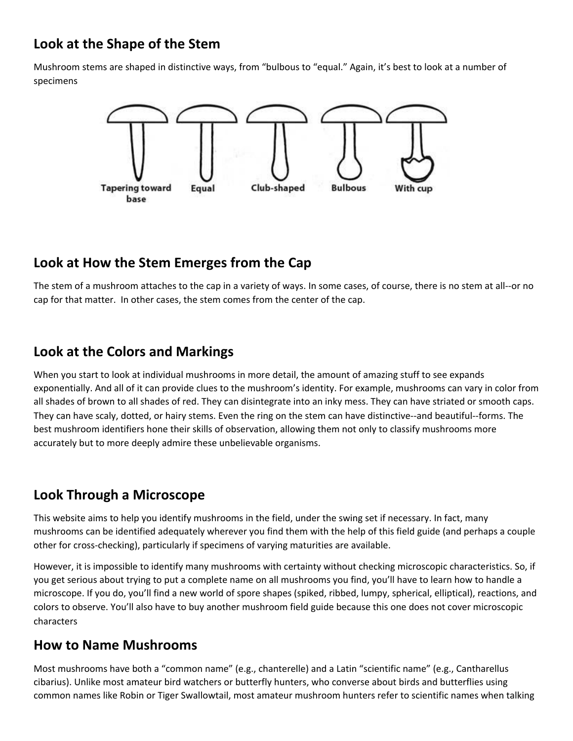## Look at the Shape of the Stem

Mushroom stems are shaped in distinctive ways, from "bulbous to "equal." Again, it's best to look at a number of specimens

Tapering toward base   Equal   Club-shaped   Bulbous   With cup

## Look at How the Stem Emerges from the Cap

The stem of a mushroom attaches to the cap in a variety of ways. In some cases, of course, there is no stem at all--or no cap for that matter. In other cases, the stem comes from the center of the cap.

## Look at the Colors and Markings

When you start to look at individual mushrooms in more detail, the amount of amazing stuff to see expands exponentially. And all of it can provide clues to the mushroom's identity. For example, mushrooms can vary in color from all shades of brown to all shades of red. They can disintegrate into an inky mess. They can have striated or smooth caps. They can have scaly, dotted, or hairy stems. Even the ring on the stem can have distinctive--and beautiful--forms. The best mushroom identifiers hone their skills of observation, allowing them not only to classify mushrooms more accurately but to more deeply admire these unbelievable organisms.

## Look Through a Microscope

This website aims to help you identify mushrooms in the field, under the swing set if necessary. In fact, many mushrooms can be identified adequately wherever you find them with the help of this field guide (and perhaps a couple other for cross-checking), particularly if specimens of varying maturities are available.

However, it is impossible to identify many mushrooms with certainty without checking microscopic characteristics. So, if you get serious about trying to put a complete name on all mushrooms you find, you'll have to learn how to handle a microscope. If you do, you'll find a new world of spore shapes (spiked, ribbed, lumpy, spherical, elliptical), reactions, and colors to observe. You'll also have to buy another mushroom field guide because this one does not cover microscopic characters

## How to Name Mushrooms

Most mushrooms have both a "common name" (e.g., chanterelle) and a Latin "scientific name" (e.g., Cantharellus cibarius). Unlike most amateur bird watchers or butterfly hunters, who converse about birds and butterflies using common names like Robin or Tiger Swallowtail, most amateur mushroom hunters refer to scientific names when talking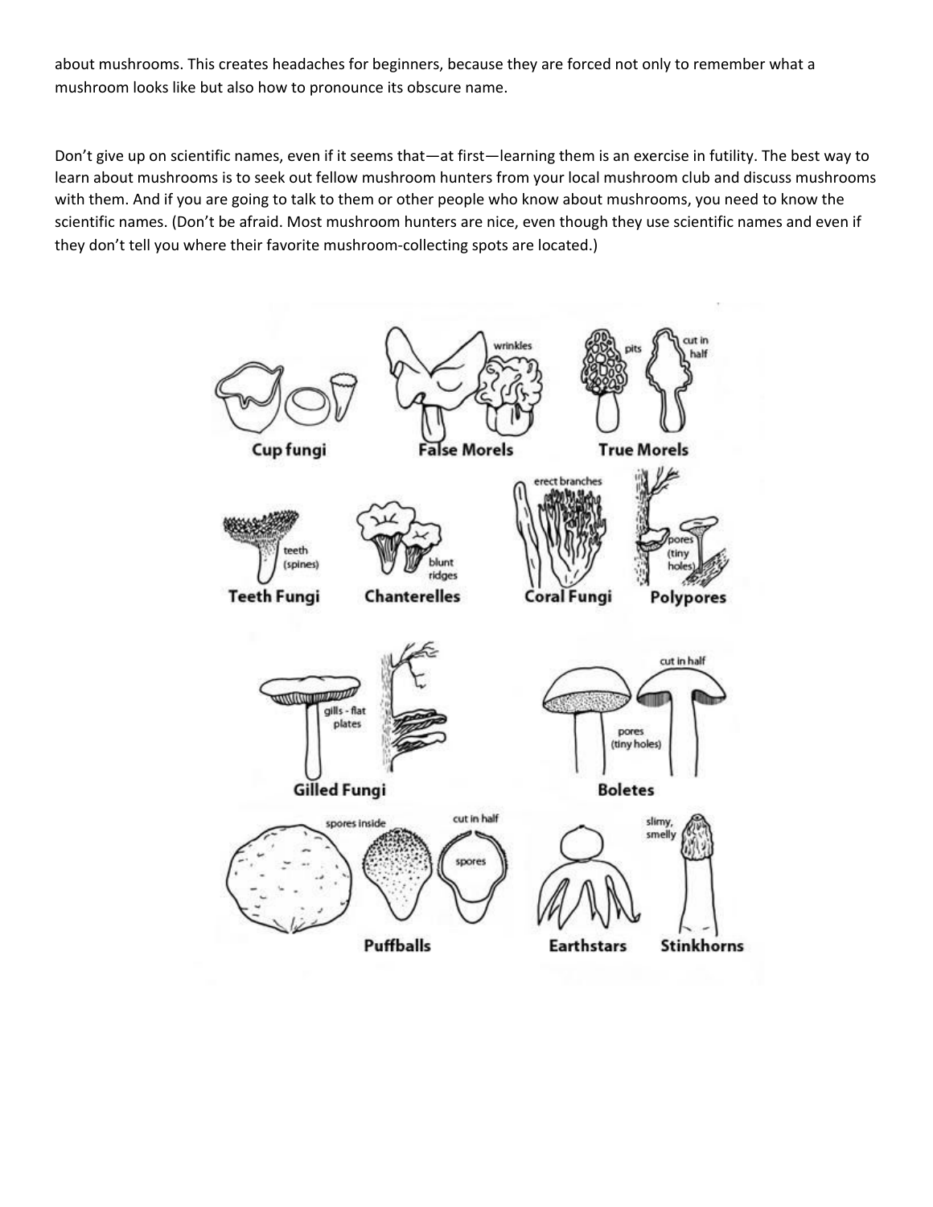about mushrooms. This creates headaches for beginners, because they are forced not only to remember what a mushroom looks like but also how to pronounce its obscure name.

Don't give up on scientific names, even if it seems that—at first—learning them is an exercise in futility. The best way to learn about mushrooms is to seek out fellow mushroom hunters from your local mushroom club and discuss mushrooms with them. And if you are going to talk to them or other people who know about mushrooms, you need to know the scientific names. (Don't be afraid. Most mushroom hunters are nice, even though they use scientific names and even if they don't tell you where their favorite mushroom-collecting spots are located.)

Cup fungi

wrinkles

False Morels

pits

cut in half

True Morels

teeth (spines)

Teeth Fungi

blunt ridges

Chanterelles

erect branches

Coral Fungi

pores (tiny holes)

Polypores

gills - flat plates

Gilled Fungi

cut in half

pores (tiny holes)

Boletes

spores inside

cut in half

spores

Puffballs

Earthstars

slimy, smelly

Stinkhorns